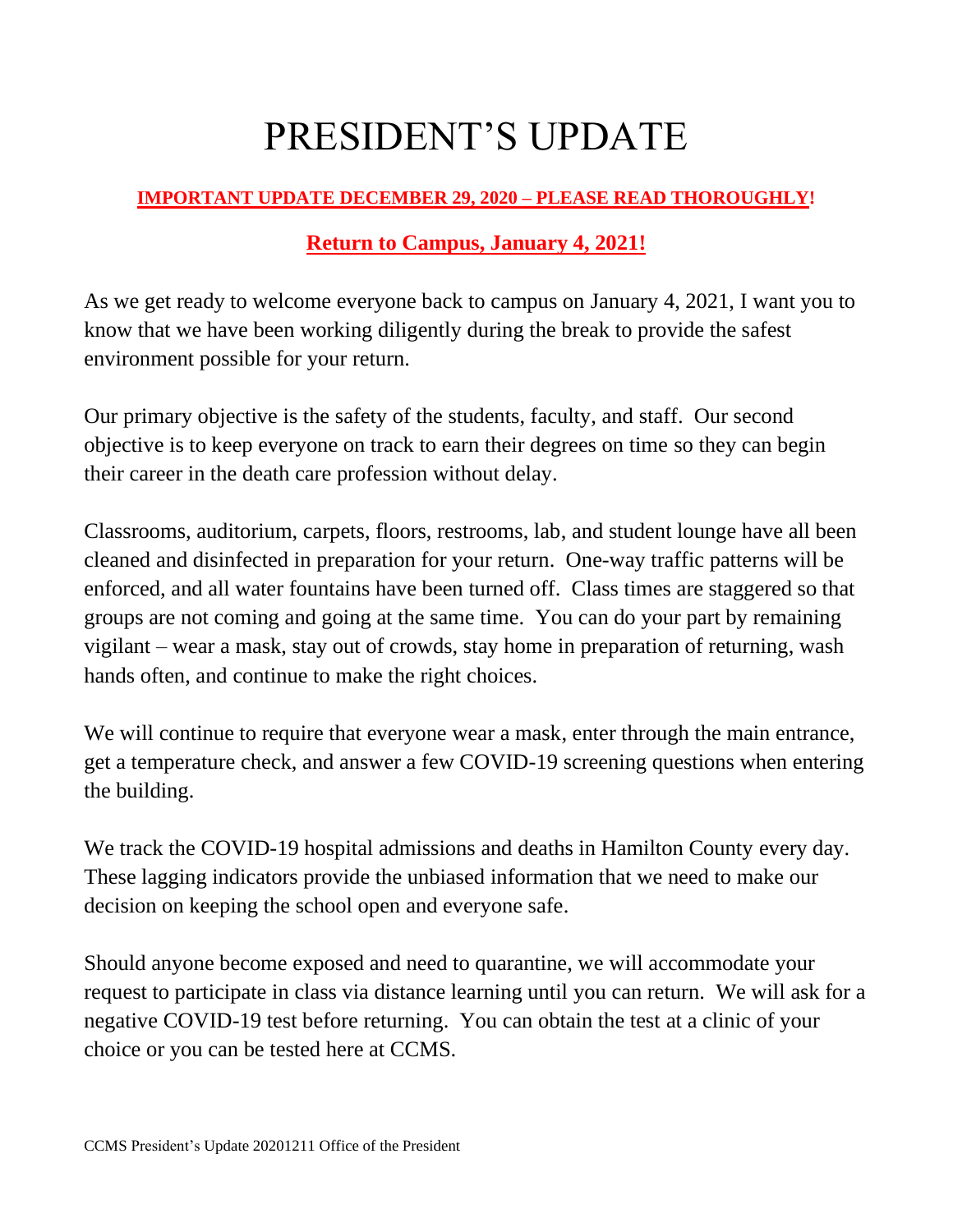# PRESIDENT'S UPDATE

**IMPORTANT UPDATE DECEMBER 29, 2020 – PLEASE READ THOROUGHLY!**

**Return to Campus, January 4, 2021!**

As we get ready to welcome everyone back to campus on January 4, 2021, I want you to know that we have been working diligently during the break to provide the safest environment possible for your return.

Our primary objective is the safety of the students, faculty, and staff. Our second objective is to keep everyone on track to earn their degrees on time so they can begin their career in the death care profession without delay.

Classrooms, auditorium, carpets, floors, restrooms, lab, and student lounge have all been cleaned and disinfected in preparation for your return. One-way traffic patterns will be enforced, and all water fountains have been turned off. Class times are staggered so that groups are not coming and going at the same time. You can do your part by remaining vigilant – wear a mask, stay out of crowds, stay home in preparation of returning, wash hands often, and continue to make the right choices.

We will continue to require that everyone wear a mask, enter through the main entrance, get a temperature check, and answer a few COVID-19 screening questions when entering the building.

We track the COVID-19 hospital admissions and deaths in Hamilton County every day. These lagging indicators provide the unbiased information that we need to make our decision on keeping the school open and everyone safe.

Should anyone become exposed and need to quarantine, we will accommodate your request to participate in class via distance learning until you can return. We will ask for a negative COVID-19 test before returning. You can obtain the test at a clinic of your choice or you can be tested here at CCMS.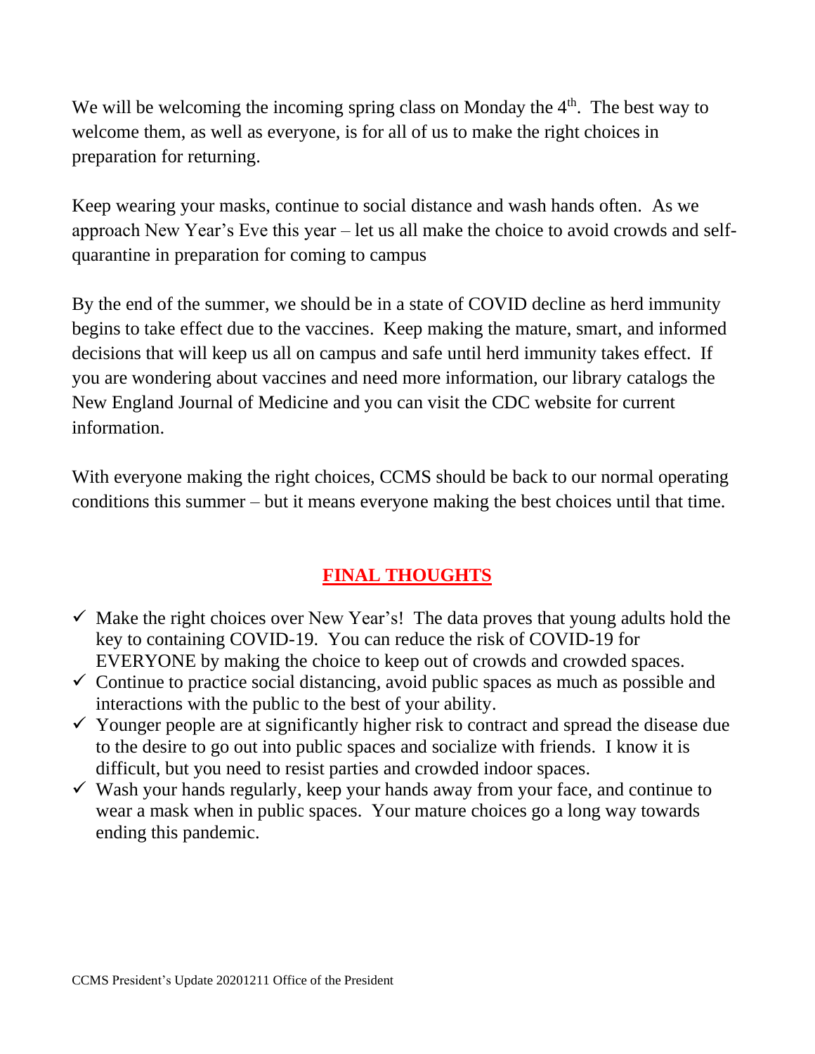We will be welcoming the incoming spring class on Monday the 4th. The best way to welcome them, as well as everyone, is for all of us to make the right choices in preparation for returning.

Keep wearing your masks, continue to social distance and wash hands often. As we approach New Year's Eve this year – let us all make the choice to avoid crowds and self-quarantine in preparation for coming to campus

By the end of the summer, we should be in a state of COVID decline as herd immunity begins to take effect due to the vaccines. Keep making the mature, smart, and informed decisions that will keep us all on campus and safe until herd immunity takes effect. If you are wondering about vaccines and need more information, our library catalogs the New England Journal of Medicine and you can visit the CDC website for current information.

With everyone making the right choices, CCMS should be back to our normal operating conditions this summer – but it means everyone making the best choices until that time.

## FINAL THOUGHTS

- ✓ Make the right choices over New Year's! The data proves that young adults hold the key to containing COVID-19. You can reduce the risk of COVID-19 for EVERYONE by making the choice to keep out of crowds and crowded spaces.
- ✓ Continue to practice social distancing, avoid public spaces as much as possible and interactions with the public to the best of your ability.
- ✓ Younger people are at significantly higher risk to contract and spread the disease due to the desire to go out into public spaces and socialize with friends. I know it is difficult, but you need to resist parties and crowded indoor spaces.
- ✓ Wash your hands regularly, keep your hands away from your face, and continue to wear a mask when in public spaces. Your mature choices go a long way towards ending this pandemic.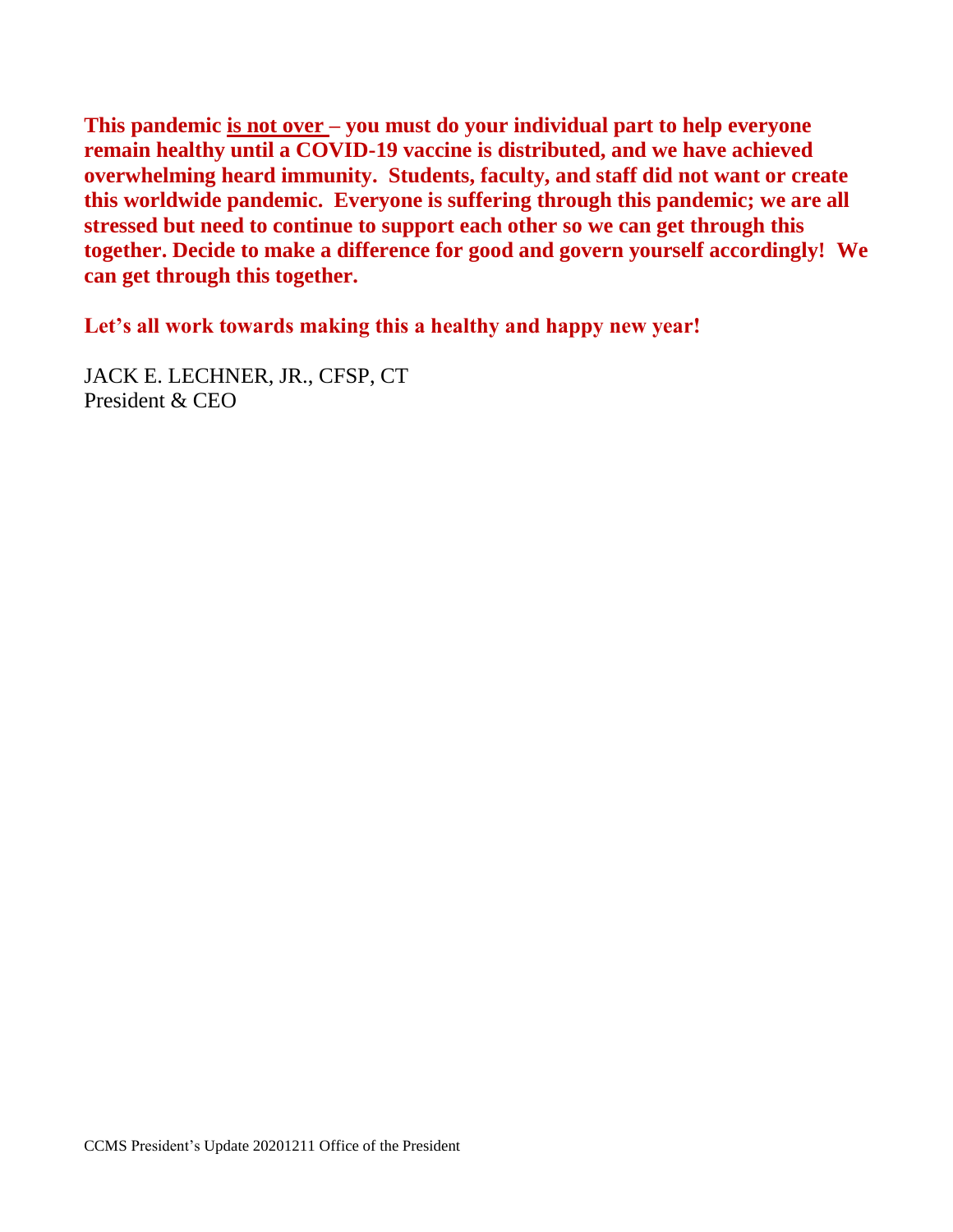**This pandemic <u>is not over</u> – you must do your individual part to help everyone remain healthy until a COVID-19 vaccine is distributed, and we have achieved overwhelming heard immunity. Students, faculty, and staff did not want or create this worldwide pandemic. Everyone is suffering through this pandemic; we are all stressed but need to continue to support each other so we can get through this together. Decide to make a difference for good and govern yourself accordingly! We can get through this together.**

**Let's all work towards making this a healthy and happy new year!**

JACK E. LECHNER, JR., CFSP, CT
President & CEO